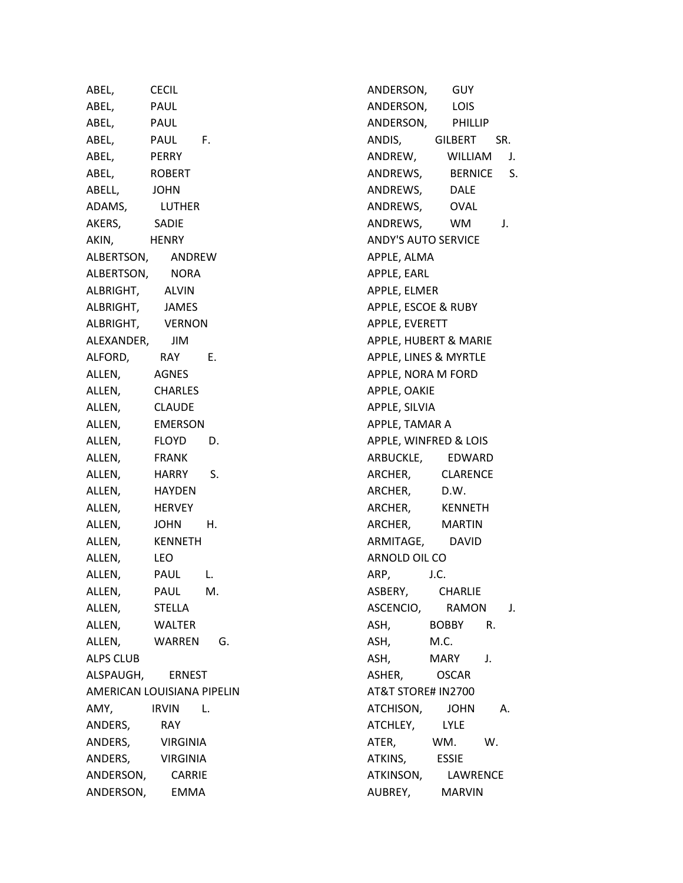ABEL, CECIL
ABEL, PAUL
ABEL, PAUL
ABEL, PAUL F.
ABEL, PERRY
ABEL, ROBERT
ABELL, JOHN
ADAMS, LUTHER
AKERS, SADIE
AKIN, HENRY
ALBERTSON, ANDREW
ALBERTSON, NORA
ALBRIGHT, ALVIN
ALBRIGHT, JAMES
ALBRIGHT, VERNON
ALEXANDER, JIM
ALFORD, RAY E.
ALLEN, AGNES
ALLEN, CHARLES
ALLEN, CLAUDE
ALLEN, EMERSON
ALLEN, FLOYD D.
ALLEN, FRANK
ALLEN, HARRY S.
ALLEN, HAYDEN
ALLEN, HERVEY
ALLEN, JOHN H.
ALLEN, KENNETH
ALLEN, LEO
ALLEN, PAUL L.
ALLEN, PAUL M.
ALLEN, STELLA
ALLEN, WALTER
ALLEN, WARREN G.
ALPS CLUB
ALSPAUGH, ERNEST
AMERICAN LOUISIANA PIPELIN
AMY, IRVIN L.
ANDERS, RAY
ANDERS, VIRGINIA
ANDERS, VIRGINIA
ANDERSON, CARRIE
ANDERSON, EMMA
ANDERSON, GUY
ANDERSON, LOIS
ANDERSON, PHILLIP
ANDIS, GILBERT SR.
ANDREW, WILLIAM J.
ANDREWS, BERNICE S.
ANDREWS, DALE
ANDREWS, OVAL
ANDREWS, WM J.
ANDY'S AUTO SERVICE
APPLE, ALMA
APPLE, EARL
APPLE, ELMER
APPLE, ESCOE & RUBY
APPLE, EVERETT
APPLE, HUBERT & MARIE
APPLE, LINES & MYRTLE
APPLE, NORA M FORD
APPLE, OAKIE
APPLE, SILVIA
APPLE, TAMAR A
APPLE, WINFRED & LOIS
ARBUCKLE, EDWARD
ARCHER, CLARENCE
ARCHER, D.W.
ARCHER, KENNETH
ARCHER, MARTIN
ARMITAGE, DAVID
ARNOLD OIL CO
ARP, J.C.
ASBERY, CHARLIE
ASCENCIO, RAMON J.
ASH, BOBBY R.
ASH, M.C.
ASH, MARY J.
ASHER, OSCAR
AT&T STORE# IN2700
ATCHISON, JOHN A.
ATCHLEY, LYLE
ATER, WM. W.
ATKINS, ESSIE
ATKINSON, LAWRENCE
AUBREY, MARVIN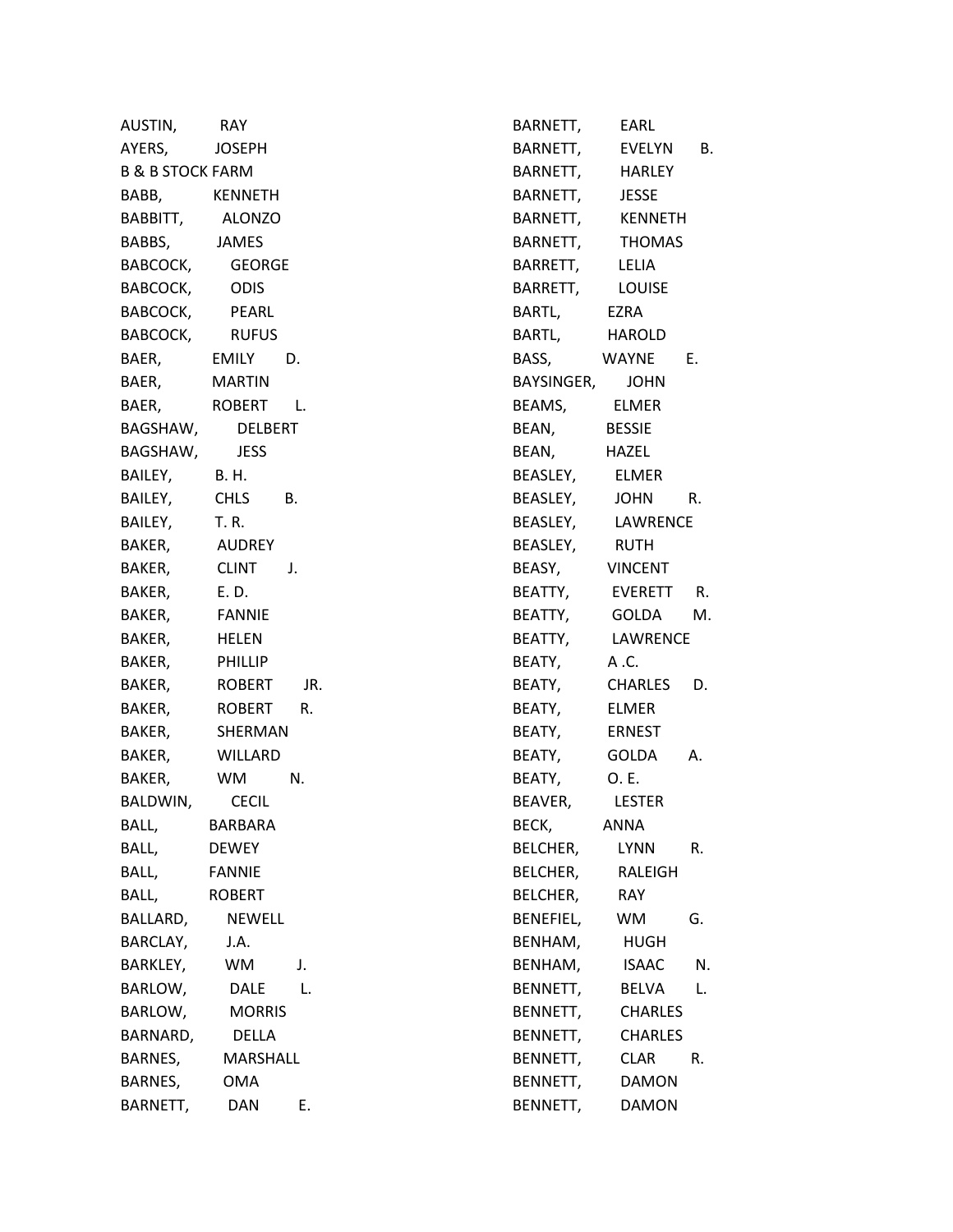AUSTIN, RAY
AYERS, JOSEPH
B & B STOCK FARM
BABB, KENNETH
BABBITT, ALONZO
BABBS, JAMES
BABCOCK, GEORGE
BABCOCK, ODIS
BABCOCK, PEARL
BABCOCK, RUFUS
BAER, EMILY D.
BAER, MARTIN
BAER, ROBERT L.
BAGSHAW, DELBERT
BAGSHAW, JESS
BAILEY, B. H.
BAILEY, CHLS B.
BAILEY, T. R.
BAKER, AUDREY
BAKER, CLINT J.
BAKER, E. D.
BAKER, FANNIE
BAKER, HELEN
BAKER, PHILLIP
BAKER, ROBERT JR.
BAKER, ROBERT R.
BAKER, SHERMAN
BAKER, WILLARD
BAKER, WM N.
BALDWIN, CECIL
BALL, BARBARA
BALL, DEWEY
BALL, FANNIE
BALL, ROBERT
BALLARD, NEWELL
BARCLAY, J.A.
BARKLEY, WM J.
BARLOW, DALE L.
BARLOW, MORRIS
BARNARD, DELLA
BARNES, MARSHALL
BARNES, OMA
BARNETT, DAN E.
BARNETT, EARL
BARNETT, EVELYN B.
BARNETT, HARLEY
BARNETT, JESSE
BARNETT, KENNETH
BARNETT, THOMAS
BARRETT, LELIA
BARRETT, LOUISE
BARTL, EZRA
BARTL, HAROLD
BASS, WAYNE E.
BAYSINGER, JOHN
BEAMS, ELMER
BEAN, BESSIE
BEAN, HAZEL
BEASLEY, ELMER
BEASLEY, JOHN R.
BEASLEY, LAWRENCE
BEASLEY, RUTH
BEASY, VINCENT
BEATTY, EVERETT R.
BEATTY, GOLDA M.
BEATTY, LAWRENCE
BEATY, A .C.
BEATY, CHARLES D.
BEATY, ELMER
BEATY, ERNEST
BEATY, GOLDA A.
BEATY, O. E.
BEAVER, LESTER
BECK, ANNA
BELCHER, LYNN R.
BELCHER, RALEIGH
BELCHER, RAY
BENEFIEL, WM G.
BENHAM, HUGH
BENHAM, ISAAC N.
BENNETT, BELVA L.
BENNETT, CHARLES
BENNETT, CHARLES
BENNETT, CLAR R.
BENNETT, DAMON
BENNETT, DAMON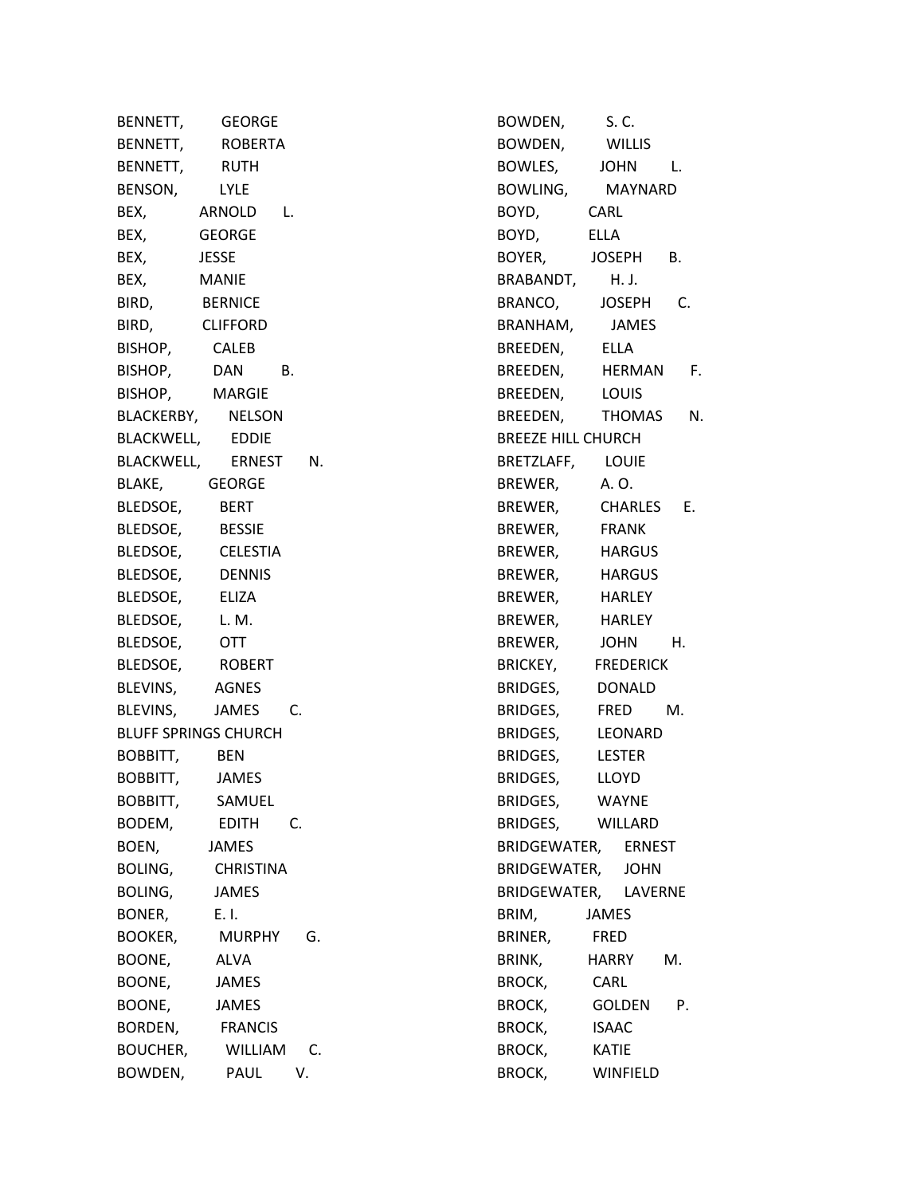BENNETT, GEORGE
BENNETT, ROBERTA
BENNETT, RUTH
BENSON, LYLE
BEX, ARNOLD L.
BEX, GEORGE
BEX, JESSE
BEX, MANIE
BIRD, BERNICE
BIRD, CLIFFORD
BISHOP, CALEB
BISHOP, DAN B.
BISHOP, MARGIE
BLACKERBY, NELSON
BLACKWELL, EDDIE
BLACKWELL, ERNEST N.
BLAKE, GEORGE
BLEDSOE, BERT
BLEDSOE, BESSIE
BLEDSOE, CELESTIA
BLEDSOE, DENNIS
BLEDSOE, ELIZA
BLEDSOE, L. M.
BLEDSOE, OTT
BLEDSOE, ROBERT
BLEVINS, AGNES
BLEVINS, JAMES C.
BLUFF SPRINGS CHURCH
BOBBITT, BEN
BOBBITT, JAMES
BOBBITT, SAMUEL
BODEM, EDITH C.
BOEN, JAMES
BOLING, CHRISTINA
BOLING, JAMES
BONER, E. I.
BOOKER, MURPHY G.
BOONE, ALVA
BOONE, JAMES
BOONE, JAMES
BORDEN, FRANCIS
BOUCHER, WILLIAM C.
BOWDEN, PAUL V.
BOWDEN, S. C.
BOWDEN, WILLIS
BOWLES, JOHN L.
BOWLING, MAYNARD
BOYD, CARL
BOYD, ELLA
BOYER, JOSEPH B.
BRABANDT, H. J.
BRANCO, JOSEPH C.
BRANHAM, JAMES
BREEDEN, ELLA
BREEDEN, HERMAN F.
BREEDEN, LOUIS
BREEDEN, THOMAS N.
BREEZE HILL CHURCH
BRETZLAFF, LOUIE
BREWER, A. O.
BREWER, CHARLES E.
BREWER, FRANK
BREWER, HARGUS
BREWER, HARGUS
BREWER, HARLEY
BREWER, HARLEY
BREWER, JOHN H.
BRICKEY, FREDERICK
BRIDGES, DONALD
BRIDGES, FRED M.
BRIDGES, LEONARD
BRIDGES, LESTER
BRIDGES, LLOYD
BRIDGES, WAYNE
BRIDGES, WILLARD
BRIDGEWATER, ERNEST
BRIDGEWATER, JOHN
BRIDGEWATER, LAVERNE
BRIM, JAMES
BRINER, FRED
BRINK, HARRY M.
BROCK, CARL
BROCK, GOLDEN P.
BROCK, ISAAC
BROCK, KATIE
BROCK, WINFIELD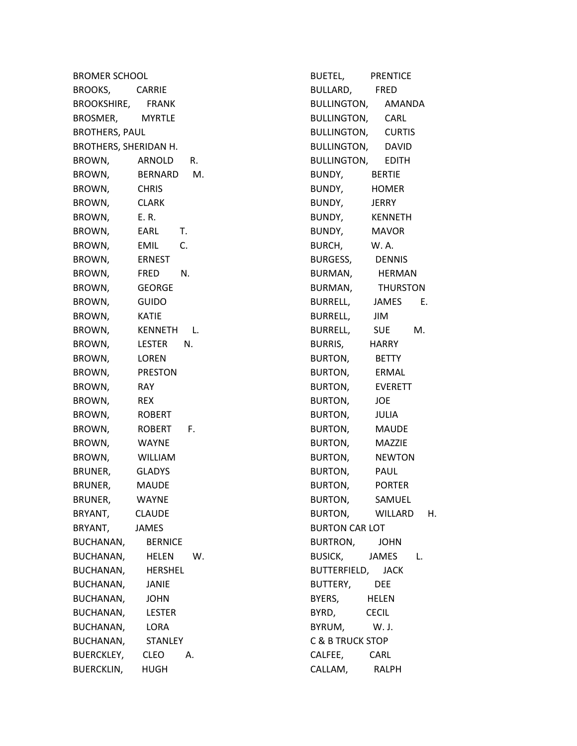BROMER SCHOOL
BROOKS, CARRIE
BROOKSHIRE, FRANK
BROSMER, MYRTLE
BROTHERS, PAUL
BROTHERS, SHERIDAN H.
BROWN, ARNOLD R.
BROWN, BERNARD M.
BROWN, CHRIS
BROWN, CLARK
BROWN, E. R.
BROWN, EARL T.
BROWN, EMIL C.
BROWN, ERNEST
BROWN, FRED N.
BROWN, GEORGE
BROWN, GUIDO
BROWN, KATIE
BROWN, KENNETH L.
BROWN, LESTER N.
BROWN, LOREN
BROWN, PRESTON
BROWN, RAY
BROWN, REX
BROWN, ROBERT
BROWN, ROBERT F.
BROWN, WAYNE
BROWN, WILLIAM
BRUNER, GLADYS
BRUNER, MAUDE
BRUNER, WAYNE
BRYANT, CLAUDE
BRYANT, JAMES
BUCHANAN, BERNICE
BUCHANAN, HELEN W.
BUCHANAN, HERSHEL
BUCHANAN, JANIE
BUCHANAN, JOHN
BUCHANAN, LESTER
BUCHANAN, LORA
BUCHANAN, STANLEY
BUERCKLEY, CLEO A.
BUERCKLIN, HUGH
BUETEL, PRENTICE
BULLARD, FRED
BULLINGTON, AMANDA
BULLINGTON, CARL
BULLINGTON, CURTIS
BULLINGTON, DAVID
BULLINGTON, EDITH
BUNDY, BERTIE
BUNDY, HOMER
BUNDY, JERRY
BUNDY, KENNETH
BUNDY, MAVOR
BURCH, W. A.
BURGESS, DENNIS
BURMAN, HERMAN
BURMAN, THURSTON
BURRELL, JAMES E.
BURRELL, JIM
BURRELL, SUE M.
BURRIS, HARRY
BURTON, BETTY
BURTON, ERMAL
BURTON, EVERETT
BURTON, JOE
BURTON, JULIA
BURTON, MAUDE
BURTON, MAZZIE
BURTON, NEWTON
BURTON, PAUL
BURTON, PORTER
BURTON, SAMUEL
BURTON, WILLARD H.
BURTON CAR LOT
BURTRON, JOHN
BUSICK, JAMES L.
BUTTERFIELD, JACK
BUTTERY, DEE
BYERS, HELEN
BYRD, CECIL
BYRUM, W. J.
C & B TRUCK STOP
CALFEE, CARL
CALLAM, RALPH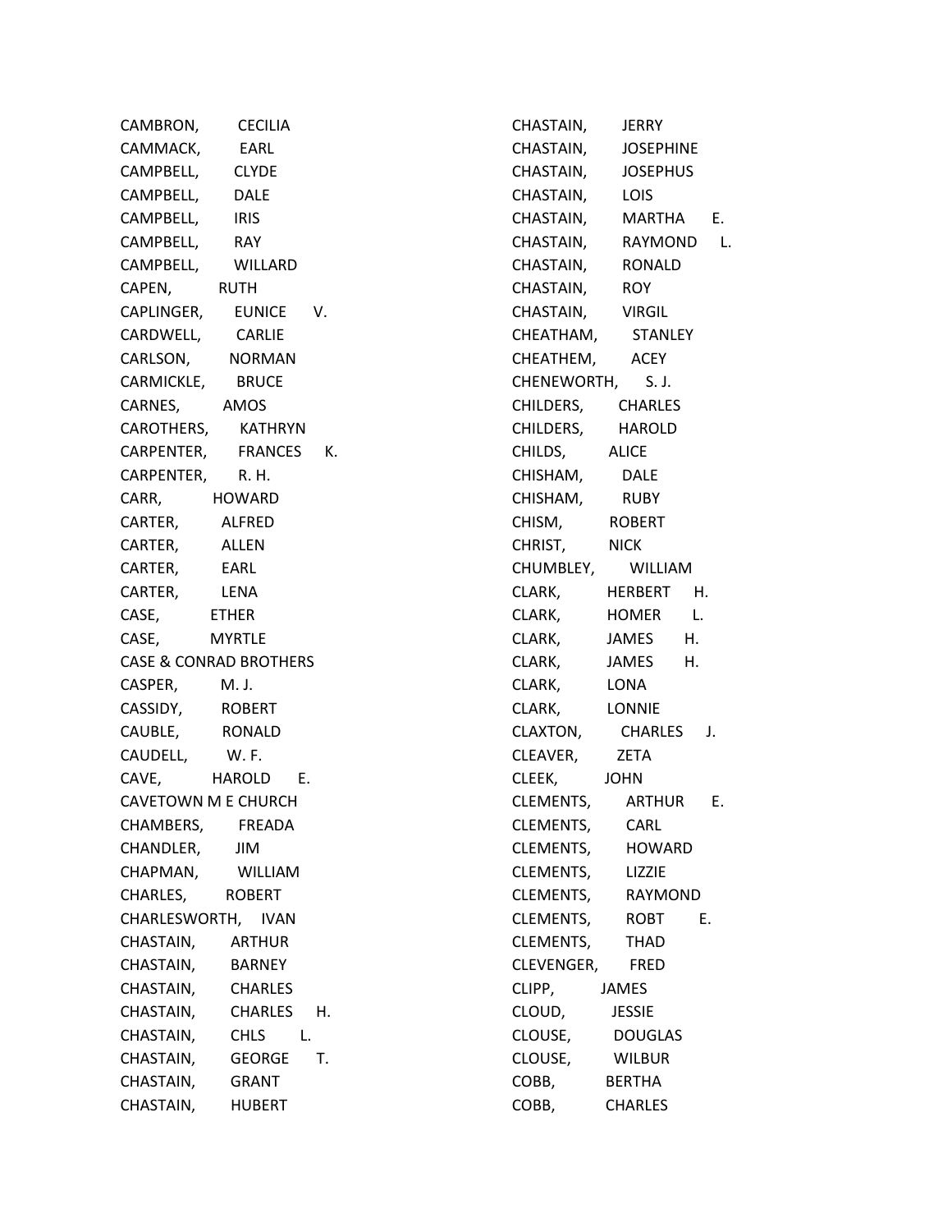CAMBRON, CECILIA
CAMMACK, EARL
CAMPBELL, CLYDE
CAMPBELL, DALE
CAMPBELL, IRIS
CAMPBELL, RAY
CAMPBELL, WILLARD
CAPEN, RUTH
CAPLINGER, EUNICE V.
CARDWELL, CARLIE
CARLSON, NORMAN
CARMICKLE, BRUCE
CARNES, AMOS
CAROTHERS, KATHRYN
CARPENTER, FRANCES K.
CARPENTER, R. H.
CARR, HOWARD
CARTER, ALFRED
CARTER, ALLEN
CARTER, EARL
CARTER, LENA
CASE, ETHER
CASE, MYRTLE
CASE & CONRAD BROTHERS
CASPER, M. J.
CASSIDY, ROBERT
CAUBLE, RONALD
CAUDELL, W. F.
CAVE, HAROLD E.
CAVETOWN M E CHURCH
CHAMBERS, FREADA
CHANDLER, JIM
CHAPMAN, WILLIAM
CHARLES, ROBERT
CHARLESWORTH, IVAN
CHASTAIN, ARTHUR
CHASTAIN, BARNEY
CHASTAIN, CHARLES
CHASTAIN, CHARLES H.
CHASTAIN, CHLS L.
CHASTAIN, GEORGE T.
CHASTAIN, GRANT
CHASTAIN, HUBERT
CHASTAIN, JERRY
CHASTAIN, JOSEPHINE
CHASTAIN, JOSEPHUS
CHASTAIN, LOIS
CHASTAIN, MARTHA E.
CHASTAIN, RAYMOND L.
CHASTAIN, RONALD
CHASTAIN, ROY
CHASTAIN, VIRGIL
CHEATHAM, STANLEY
CHEATHEM, ACEY
CHENEWORTH, S. J.
CHILDERS, CHARLES
CHILDERS, HAROLD
CHILDS, ALICE
CHISHAM, DALE
CHISHAM, RUBY
CHISM, ROBERT
CHRIST, NICK
CHUMBLEY, WILLIAM
CLARK, HERBERT H.
CLARK, HOMER L.
CLARK, JAMES H.
CLARK, JAMES H.
CLARK, LONA
CLARK, LONNIE
CLAXTON, CHARLES J.
CLEAVER, ZETA
CLEEK, JOHN
CLEMENTS, ARTHUR E.
CLEMENTS, CARL
CLEMENTS, HOWARD
CLEMENTS, LIZZIE
CLEMENTS, RAYMOND
CLEMENTS, ROBT E.
CLEMENTS, THAD
CLEVENGER, FRED
CLIPP, JAMES
CLOUD, JESSIE
CLOUSE, DOUGLAS
CLOUSE, WILBUR
COBB, BERTHA
COBB, CHARLES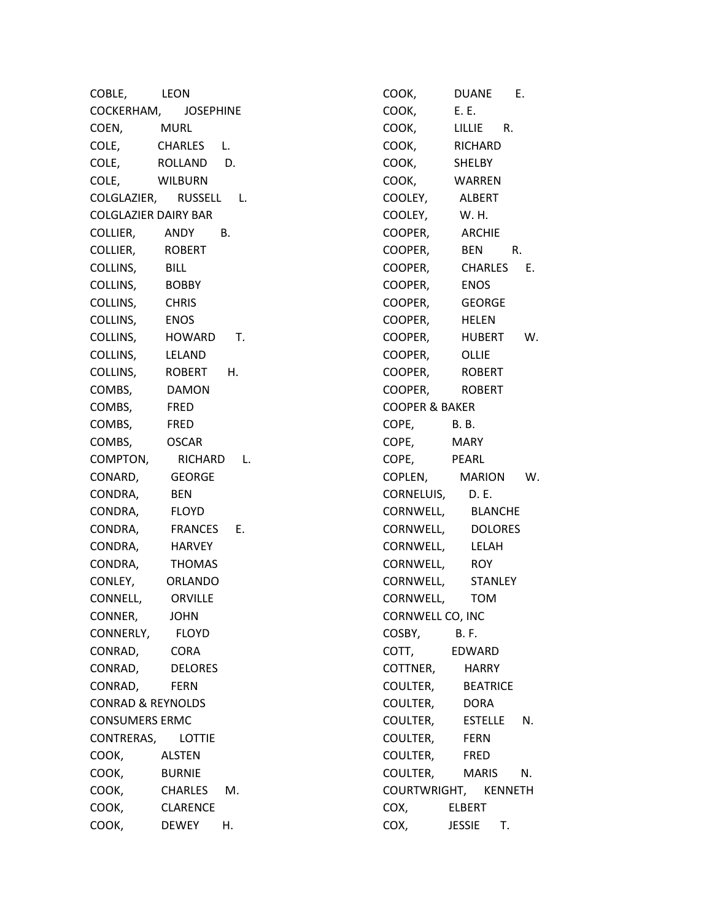COBLE, LEON
COCKERHAM, JOSEPHINE
COEN, MURL
COLE, CHARLES L.
COLE, ROLLAND D.
COLE, WILBURN
COLGLAZIER, RUSSELL L.
COLGLAZIER DAIRY BAR
COLLIER, ANDY B.
COLLIER, ROBERT
COLLINS, BILL
COLLINS, BOBBY
COLLINS, CHRIS
COLLINS, ENOS
COLLINS, HOWARD T.
COLLINS, LELAND
COLLINS, ROBERT H.
COMBS, DAMON
COMBS, FRED
COMBS, FRED
COMBS, OSCAR
COMPTON, RICHARD L.
CONARD, GEORGE
CONDRA, BEN
CONDRA, FLOYD
CONDRA, FRANCES E.
CONDRA, HARVEY
CONDRA, THOMAS
CONLEY, ORLANDO
CONNELL, ORVILLE
CONNER, JOHN
CONNERLY, FLOYD
CONRAD, CORA
CONRAD, DELORES
CONRAD, FERN
CONRAD & REYNOLDS
CONSUMERS ERMC
CONTRERAS, LOTTIE
COOK, ALSTEN
COOK, BURNIE
COOK, CHARLES M.
COOK, CLARENCE
COOK, DEWEY H.
COOK, DUANE E.
COOK, E. E.
COOK, LILLIE R.
COOK, RICHARD
COOK, SHELBY
COOK, WARREN
COOLEY, ALBERT
COOLEY, W. H.
COOPER, ARCHIE
COOPER, BEN R.
COOPER, CHARLES E.
COOPER, ENOS
COOPER, GEORGE
COOPER, HELEN
COOPER, HUBERT W.
COOPER, OLLIE
COOPER, ROBERT
COOPER, ROBERT
COOPER & BAKER
COPE, B. B.
COPE, MARY
COPE, PEARL
COPLEN, MARION W.
CORNELUIS, D. E.
CORNWELL, BLANCHE
CORNWELL, DOLORES
CORNWELL, LELAH
CORNWELL, ROY
CORNWELL, STANLEY
CORNWELL, TOM
CORNWELL CO, INC
COSBY, B. F.
COTT, EDWARD
COTTNER, HARRY
COULTER, BEATRICE
COULTER, DORA
COULTER, ESTELLE N.
COULTER, FERN
COULTER, FRED
COULTER, MARIS N.
COURTWRIGHT, KENNETH
COX, ELBERT
COX, JESSIE T.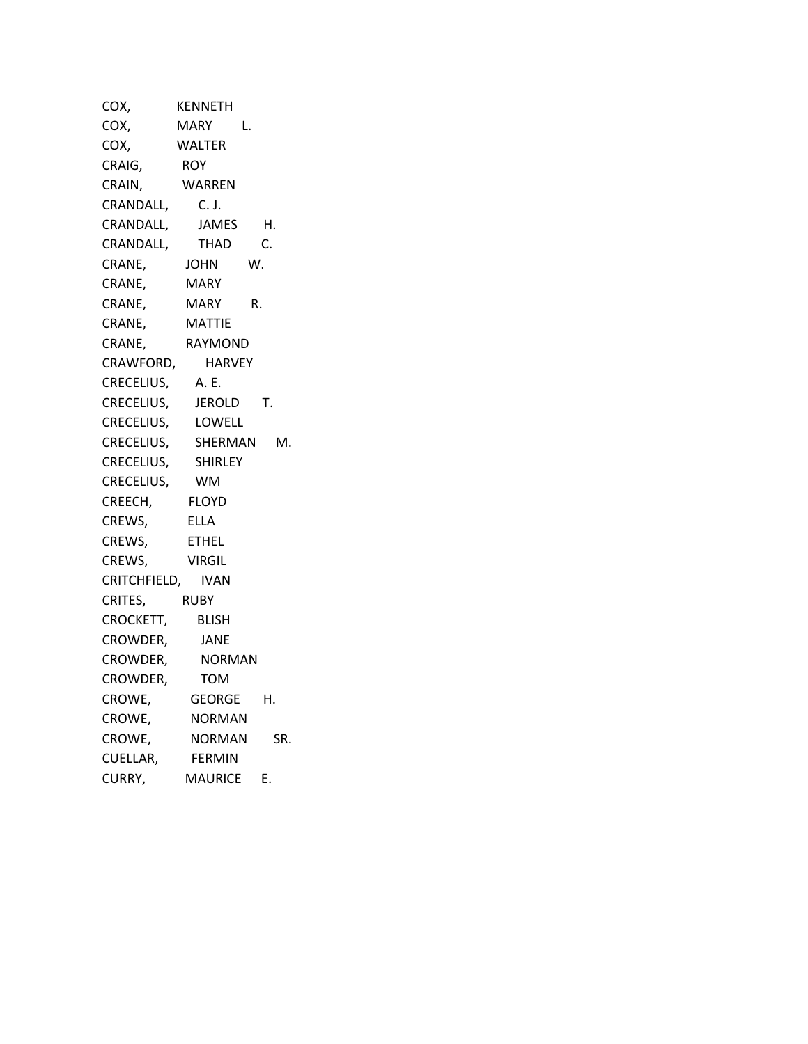COX, KENNETH
COX, MARY L.
COX, WALTER
CRAIG, ROY
CRAIN, WARREN
CRANDALL, C. J.
CRANDALL, JAMES H.
CRANDALL, THAD C.
CRANE, JOHN W.
CRANE, MARY
CRANE, MARY R.
CRANE, MATTIE
CRANE, RAYMOND
CRAWFORD, HARVEY
CRECELIUS, A. E.
CRECELIUS, JEROLD T.
CRECELIUS, LOWELL
CRECELIUS, SHERMAN M.
CRECELIUS, SHIRLEY
CRECELIUS, WM
CREECH, FLOYD
CREWS, ELLA
CREWS, ETHEL
CREWS, VIRGIL
CRITCHFIELD, IVAN
CRITES, RUBY
CROCKETT, BLISH
CROWDER, JANE
CROWDER, NORMAN
CROWDER, TOM
CROWE, GEORGE H.
CROWE, NORMAN
CROWE, NORMAN SR.
CUELLAR, FERMIN
CURRY, MAURICE E.